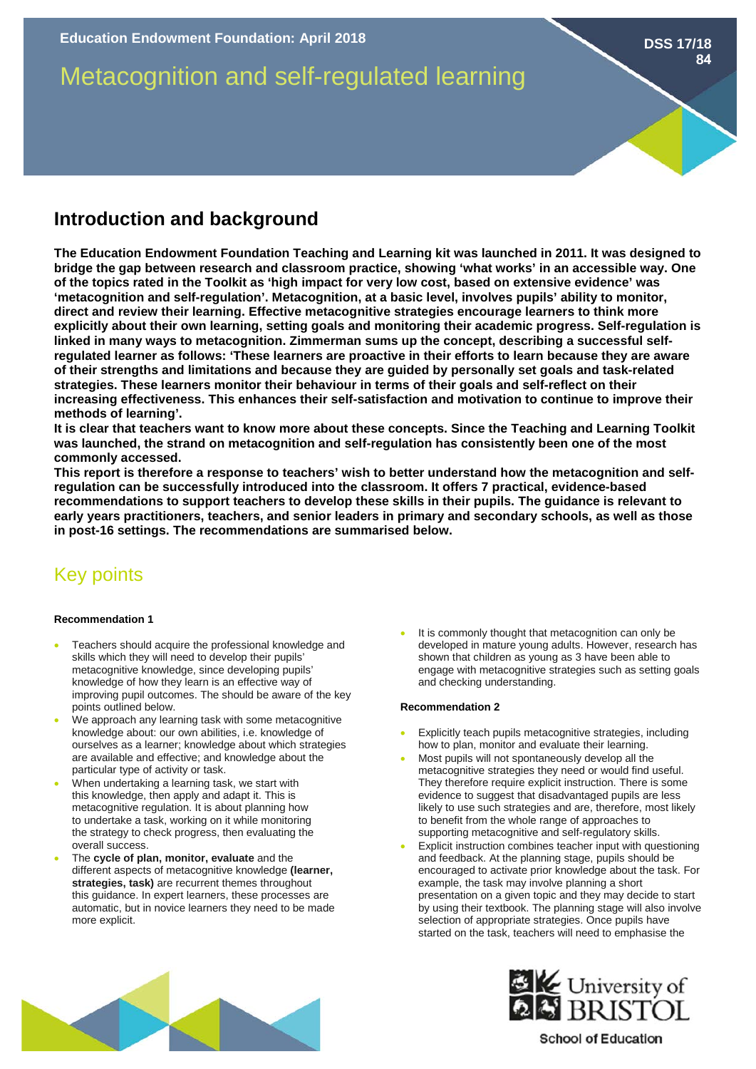Education Endowment Foundation: April 2018

DSS 17/18
84

# Metacognition and self-regulated learning

## Introduction and background

**The Education Endowment Foundation Teaching and Learning kit was launched in 2011. It was designed to bridge the gap between research and classroom practice, showing 'what works' in an accessible way. One of the topics rated in the Toolkit as 'high impact for very low cost, based on extensive evidence' was 'metacognition and self-regulation'. Metacognition, at a basic level, involves pupils' ability to monitor, direct and review their learning. Effective metacognitive strategies encourage learners to think more explicitly about their own learning, setting goals and monitoring their academic progress. Self-regulation is linked in many ways to metacognition. Zimmerman sums up the concept, describing a successful self-regulated learner as follows: 'These learners are proactive in their efforts to learn because they are aware of their strengths and limitations and because they are guided by personally set goals and task-related strategies. These learners monitor their behaviour in terms of their goals and self-reflect on their increasing effectiveness. This enhances their self-satisfaction and motivation to continue to improve their methods of learning'.**

**It is clear that teachers want to know more about these concepts. Since the Teaching and Learning Toolkit was launched, the strand on metacognition and self-regulation has consistently been one of the most commonly accessed.**

**This report is therefore a response to teachers' wish to better understand how the metacognition and self-regulation can be successfully introduced into the classroom. It offers 7 practical, evidence-based recommendations to support teachers to develop these skills in their pupils. The guidance is relevant to early years practitioners, teachers, and senior leaders in primary and secondary schools, as well as those in post-16 settings. The recommendations are summarised below.**

## Key points

#### Recommendation 1

- Teachers should acquire the professional knowledge and skills which they will need to develop their pupils' metacognitive knowledge, since developing pupils' knowledge of how they learn is an effective way of improving pupil outcomes. The should be aware of the key points outlined below.
- We approach any learning task with some metacognitive knowledge about: our own abilities, i.e. knowledge of ourselves as a learner; knowledge about which strategies are available and effective; and knowledge about the particular type of activity or task.
- When undertaking a learning task, we start with this knowledge, then apply and adapt it. This is metacognitive regulation. It is about planning how to undertake a task, working on it while monitoring the strategy to check progress, then evaluating the overall success.
- The **cycle of plan, monitor, evaluate** and the different aspects of metacognitive knowledge **(learner, strategies, task)** are recurrent themes throughout this guidance. In expert learners, these processes are automatic, but in novice learners they need to be made more explicit.
- It is commonly thought that metacognition can only be developed in mature young adults. However, research has shown that children as young as 3 have been able to engage with metacognitive strategies such as setting goals and checking understanding.

#### Recommendation 2

- Explicitly teach pupils metacognitive strategies, including how to plan, monitor and evaluate their learning.
- Most pupils will not spontaneously develop all the metacognitive strategies they need or would find useful. They therefore require explicit instruction. There is some evidence to suggest that disadvantaged pupils are less likely to use such strategies and are, therefore, most likely to benefit from the whole range of approaches to supporting metacognitive and self-regulatory skills.
- Explicit instruction combines teacher input with questioning and feedback. At the planning stage, pupils should be encouraged to activate prior knowledge about the task. For example, the task may involve planning a short presentation on a given topic and they may decide to start by using their textbook. The planning stage will also involve selection of appropriate strategies. Once pupils have started on the task, teachers will need to emphasise the

University of BRISTOL
School of Education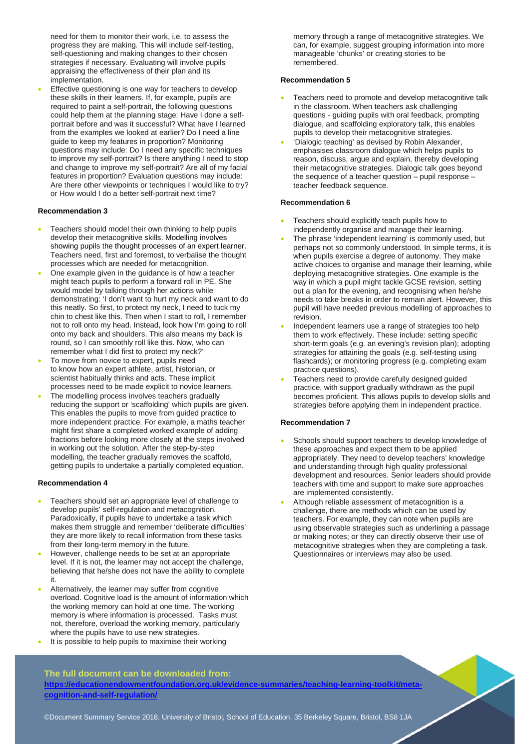need for them to monitor their work, i.e. to assess the progress they are making. This will include self-testing, self-questioning and making changes to their chosen strategies if necessary. Evaluating will involve pupils appraising the effectiveness of their plan and its implementation.

- Effective questioning is one way for teachers to develop these skills in their learners. If, for example, pupils are required to paint a self-portrait, the following questions could help them at the planning stage: Have I done a self-portrait before and was it successful? What have I learned from the examples we looked at earlier? Do I need a line guide to keep my features in proportion? Monitoring questions may include: Do I need any specific techniques to improve my self-portrait? Is there anything I need to stop and change to improve my self-portrait? Are all of my facial features in proportion? Evaluation questions may include: Are there other viewpoints or techniques I would like to try? or How would I do a better self-portrait next time?

**Recommendation 3**

- Teachers should model their own thinking to help pupils develop their metacognitive skills. Modelling involves showing pupils the thought processes of an expert learner. Teachers need, first and foremost, to verbalise the thought processes which are needed for metacognition.
- One example given in the guidance is of how a teacher might teach pupils to perform a forward roll in PE. She would model by talking through her actions while demonstrating: 'I don't want to hurt my neck and want to do this neatly. So first, to protect my neck, I need to tuck my chin to chest like this. Then when I start to roll, I remember not to roll onto my head. Instead, look how I'm going to roll onto my back and shoulders. This also means my back is round, so I can smoothly roll like this. Now, who can remember what I did first to protect my neck?'
- To move from novice to expert, pupils need to know how an expert athlete, artist, historian, or scientist habitually thinks and acts. These implicit processes need to be made explicit to novice learners.
- The modelling process involves teachers gradually reducing the support or 'scaffolding' which pupils are given. This enables the pupils to move from guided practice to more independent practice. For example, a maths teacher might first share a completed worked example of adding fractions before looking more closely at the steps involved in working out the solution. After the step-by-step modelling, the teacher gradually removes the scaffold, getting pupils to undertake a partially completed equation.

**Recommendation 4**

- Teachers should set an appropriate level of challenge to develop pupils' self-regulation and metacognition. Paradoxically, if pupils have to undertake a task which makes them struggle and remember 'deliberate difficulties' they are more likely to recall information from these tasks from their long-term memory in the future.
- However, challenge needs to be set at an appropriate level. If it is not, the learner may not accept the challenge, believing that he/she does not have the ability to complete it.
- Alternatively, the learner may suffer from cognitive overload. Cognitive load is the amount of information which the working memory can hold at one time. The working memory is where information is processed. Tasks must not, therefore, overload the working memory, particularly where the pupils have to use new strategies.
- It is possible to help pupils to maximise their working memory through a range of metacognitive strategies. We can, for example, suggest grouping information into more manageable 'chunks' or creating stories to be remembered.

**Recommendation 5**

- Teachers need to promote and develop metacognitive talk in the classroom. When teachers ask challenging questions - guiding pupils with oral feedback, prompting dialogue, and scaffolding exploratory talk, this enables pupils to develop their metacognitive strategies.
- 'Dialogic teaching' as devised by Robin Alexander, emphasises classroom dialogue which helps pupils to reason, discuss, argue and explain, thereby developing their metacognitive strategies. Dialogic talk goes beyond the sequence of a teacher question – pupil response – teacher feedback sequence.

**Recommendation 6**

- Teachers should explicitly teach pupils how to independently organise and manage their learning.
- The phrase 'independent learning' is commonly used, but perhaps not so commonly understood. In simple terms, it is when pupils exercise a degree of autonomy. They make active choices to organise and manage their learning, while deploying metacognitive strategies. One example is the way in which a pupil might tackle GCSE revision, setting out a plan for the evening, and recognising when he/she needs to take breaks in order to remain alert. However, this pupil will have needed previous modelling of approaches to revision.
- Independent learners use a range of strategies too help them to work effectively. These include: setting specific short-term goals (e.g. an evening's revision plan); adopting strategies for attaining the goals (e.g. self-testing using flashcards); or monitoring progress (e.g. completing exam practice questions).
- Teachers need to provide carefully designed guided practice, with support gradually withdrawn as the pupil becomes proficient. This allows pupils to develop skills and strategies before applying them in independent practice.

**Recommendation 7**

- Schools should support teachers to develop knowledge of these approaches and expect them to be applied appropriately. They need to develop teachers' knowledge and understanding through high quality professional development and resources. Senior leaders should provide teachers with time and support to make sure approaches are implemented consistently.
- Although reliable assessment of metacognition is a challenge, there are methods which can be used by teachers. For example, they can note when pupils are using observable strategies such as underlining a passage or making notes; or they can directly observe their use of metacognitive strategies when they are completing a task. Questionnaires or interviews may also be used.

**The full document can be downloaded from:**
**https://educationendowmentfoundation.org.uk/evidence-summaries/teaching-learning-toolkit/meta-cognition-and-self-regulation/**

©Document Summary Service 2018. University of Bristol, School of Education, 35 Berkeley Square, Bristol, BS8 1JA